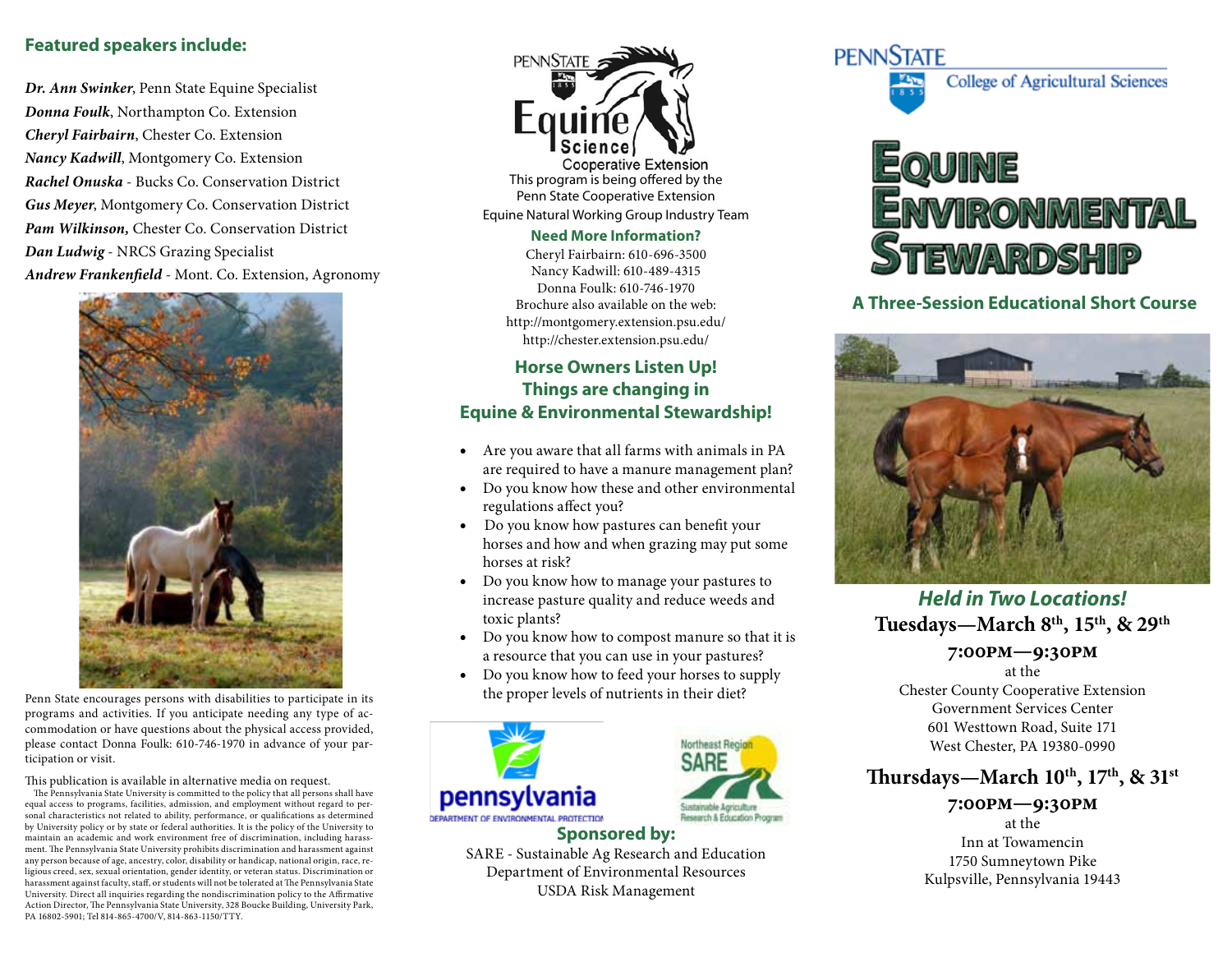## Featured speakers include:

***Dr. Ann Swinker***, Penn State Equine Specialist
***Donna Foulk***, Northampton Co. Extension
***Cheryl Fairbairn***, Chester Co. Extension
***Nancy Kadwill***, Montgomery Co. Extension
***Rachel Onuska*** - Bucks Co. Conservation District
***Gus Meyer***, Montgomery Co. Conservation District
***Pam Wilkinson,*** Chester Co. Conservation District
***Dan Ludwig*** - NRCS Grazing Specialist
***Andrew Frankenfield*** - Mont. Co. Extension, Agronomy

Penn State encourages persons with disabilities to participate in its programs and activities. If you anticipate needing any type of accommodation or have questions about the physical access provided, please contact Donna Foulk: 610-746-1970 in advance of your participation or visit.

This publication is available in alternative media on request.

The Pennsylvania State University is committed to the policy that all persons shall have equal access to programs, facilities, admission, and employment without regard to personal characteristics not related to ability, performance, or qualifications as determined by University policy or by state or federal authorities. It is the policy of the University to maintain an academic and work environment free of discrimination, including harassment. The Pennsylvania State University prohibits discrimination and harassment against any person because of age, ancestry, color, disability or handicap, national origin, race, religious creed, sex, sexual orientation, gender identity, or veteran status. Discrimination or harassment against faculty, staff, or students will not be tolerated at The Pennsylvania State University. Direct all inquiries regarding the nondiscrimination policy to the Affirmative Action Director, The Pennsylvania State University, 328 Boucke Building, University Park, PA 16802-5901; Tel 814-865-4700/V, 814-863-1150/TTY.

PENNSTATE Equine Science Cooperative Extension

This program is being offered by the Penn State Cooperative Extension Equine Natural Working Group Industry Team

### Need More Information?

Cheryl Fairbairn: 610-696-3500
Nancy Kadwill: 610-489-4315
Donna Foulk: 610-746-1970
Brochure also available on the web:
http://montgomery.extension.psu.edu/
http://chester.extension.psu.edu/

## Horse Owners Listen Up! Things are changing in Equine & Environmental Stewardship!

- Are you aware that all farms with animals in PA are required to have a manure management plan?
- Do you know how these and other environmental regulations affect you?
- Do you know how pastures can benefit your horses and how and when grazing may put some horses at risk?
- Do you know how to manage your pastures to increase pasture quality and reduce weeds and toxic plants?
- Do you know how to compost manure so that it is a resource that you can use in your pastures?
- Do you know how to feed your horses to supply the proper levels of nutrients in their diet?

pennsylvania DEPARTMENT OF ENVIRONMENTAL PROTECTION

Northeast Region SARE Sustainable Agriculture Research & Education Program

### Sponsored by:

SARE - Sustainable Ag Research and Education
Department of Environmental Resources
USDA Risk Management

PENNSTATE College of Agricultural Sciences

# Equine Environmental Stewardship

### A Three-Session Educational Short Course

## *Held in Two Locations!*

**Tuesdays—March 8th, 15th, & 29th**

**7:00PM—9:30PM**

at the
Chester County Cooperative Extension
Government Services Center
601 Westtown Road, Suite 171
West Chester, PA 19380-0990

**Thursdays—March 10th, 17th, & 31st**

**7:00PM—9:30PM**

at the
Inn at Towamencin
1750 Sumneytown Pike
Kulpsville, Pennsylvania 19443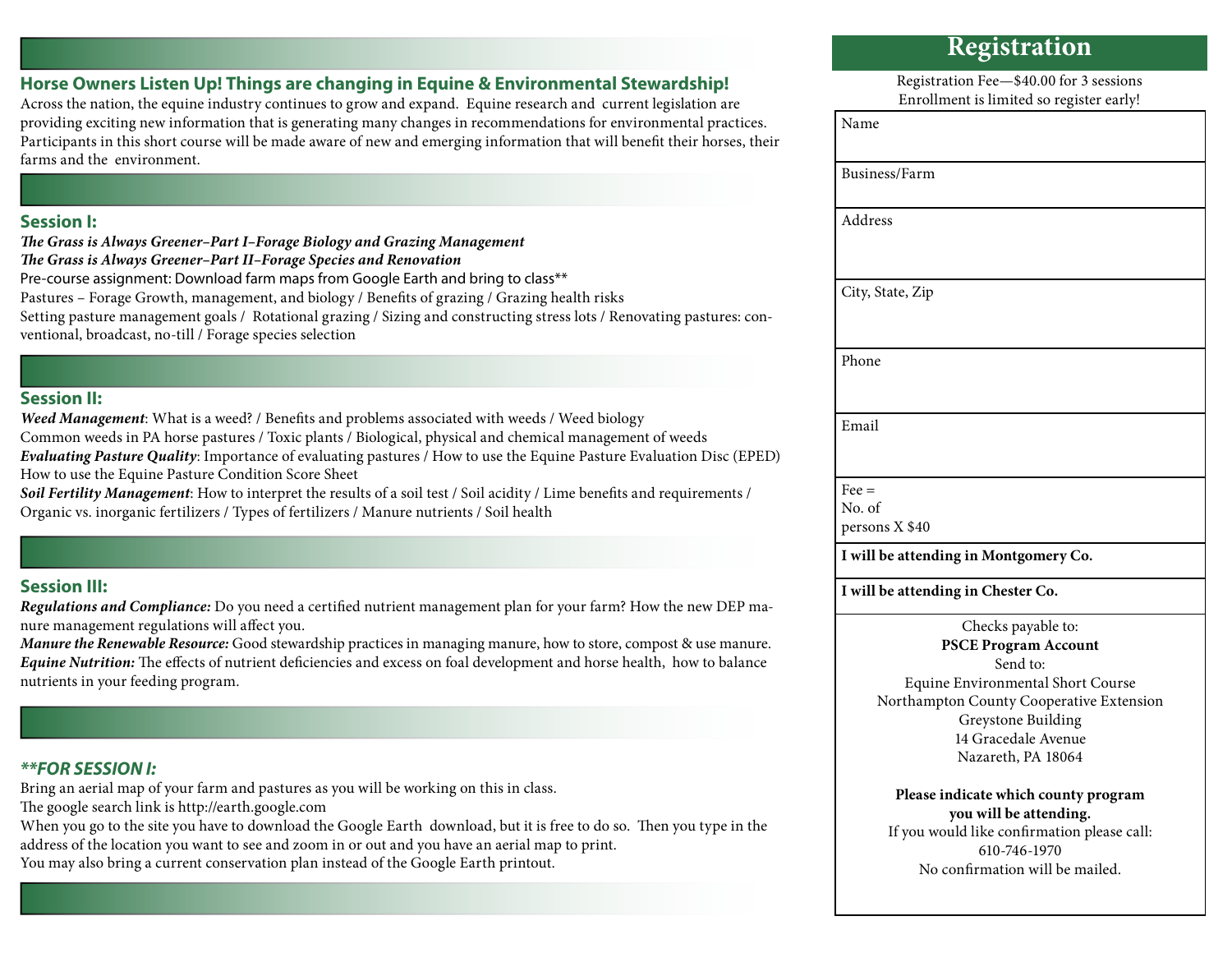## Horse Owners Listen Up! Things are changing in Equine & Environmental Stewardship!

Across the nation, the equine industry continues to grow and expand. Equine research and current legislation are providing exciting new information that is generating many changes in recommendations for environmental practices. Participants in this short course will be made aware of new and emerging information that will benefit their horses, their farms and the environment.

## Session I:

***The Grass is Always Greener–Part I–Forage Biology and Grazing Management***
***The Grass is Always Greener–Part II–Forage Species and Renovation***
Pre-course assignment: Download farm maps from Google Earth and bring to class**
Pastures – Forage Growth, management, and biology / Benefits of grazing / Grazing health risks
Setting pasture management goals / Rotational grazing / Sizing and constructing stress lots / Renovating pastures: conventional, broadcast, no-till / Forage species selection

## Session II:

***Weed Management***: What is a weed? / Benefits and problems associated with weeds / Weed biology
Common weeds in PA horse pastures / Toxic plants / Biological, physical and chemical management of weeds
***Evaluating Pasture Quality***: Importance of evaluating pastures / How to use the Equine Pasture Evaluation Disc (EPED)
How to use the Equine Pasture Condition Score Sheet
***Soil Fertility Management***: How to interpret the results of a soil test / Soil acidity / Lime benefits and requirements / Organic vs. inorganic fertilizers / Types of fertilizers / Manure nutrients / Soil health

## Session III:

***Regulations and Compliance:*** Do you need a certified nutrient management plan for your farm? How the new DEP manure management regulations will affect you.
***Manure the Renewable Resource:*** Good stewardship practices in managing manure, how to store, compost & use manure.
***Equine Nutrition:*** The effects of nutrient deficiencies and excess on foal development and horse health, how to balance nutrients in your feeding program.

### *\*\*FOR SESSION I:*

Bring an aerial map of your farm and pastures as you will be working on this in class.
The google search link is http://earth.google.com
When you go to the site you have to download the Google Earth download, but it is free to do so. Then you type in the address of the location you want to see and zoom in or out and you have an aerial map to print.
You may also bring a current conservation plan instead of the Google Earth printout.

# Registration

Registration Fee—$40.00 for 3 sessions
Enrollment is limited so register early!

| |
|---|
| Name |
| Business/Farm |
| Address |
| City, State, Zip |
| Phone |
| Email |
| Fee = No. of persons X $40 |
| **I will be attending in Montgomery Co.** |
| **I will be attending in Chester Co.** |

Checks payable to:
**PSCE Program Account**
Send to:
Equine Environmental Short Course
Northampton County Cooperative Extension
Greystone Building
14 Gracedale Avenue
Nazareth, PA 18064

**Please indicate which county program you will be attending.**
If you would like confirmation please call:
610-746-1970
No confirmation will be mailed.